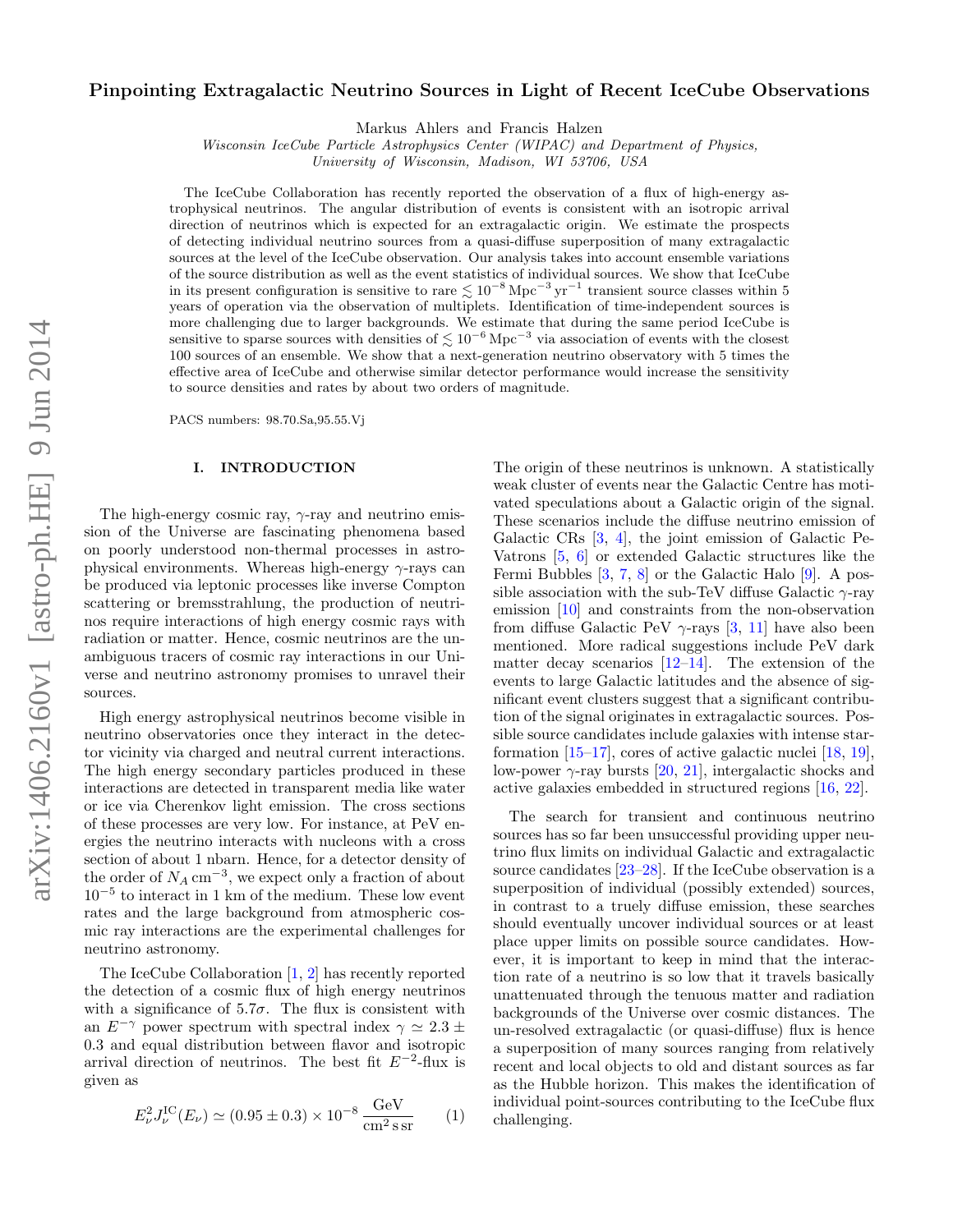# Pinpointing Extragalactic Neutrino Sources in Light of Recent IceCube Observations

Markus Ahlers and Francis Halzen

*Wisconsin IceCube Particle Astrophysics Center (WIPAC) and Department of Physics, University of Wisconsin, Madison, WI 53706, USA*

The IceCube Collaboration has recently reported the observation of a flux of high-energy astrophysical neutrinos. The angular distribution of events is consistent with an isotropic arrival direction of neutrinos which is expected for an extragalactic origin. We estimate the prospects of detecting individual neutrino sources from a quasi-diffuse superposition of many extragalactic sources at the level of the IceCube observation. Our analysis takes into account ensemble variations of the source distribution as well as the event statistics of individual sources. We show that IceCube in its present configuration is sensitive to rare $\lesssim 10^{-8}\,\mathrm{Mpc}^{-3}\,\mathrm{yr}^{-1}$ transient source classes within 5 years of operation via the observation of multiplets. Identification of time-independent sources is more challenging due to larger backgrounds. We estimate that during the same period IceCube is sensitive to sparse sources with densities of $\lesssim 10^{-6}\,\mathrm{Mpc}^{-3}$ via association of events with the closest 100 sources of an ensemble. We show that a next-generation neutrino observatory with 5 times the effective area of IceCube and otherwise similar detector performance would increase the sensitivity to source densities and rates by about two orders of magnitude.

PACS numbers: 98.70.Sa,95.55.Vj

## I. INTRODUCTION

The high-energy cosmic ray, $\gamma$-ray and neutrino emission of the Universe are fascinating phenomena based on poorly understood non-thermal processes in astrophysical environments. Whereas high-energy $\gamma$-rays can be produced via leptonic processes like inverse Compton scattering or bremsstrahlung, the production of neutrinos require interactions of high energy cosmic rays with radiation or matter. Hence, cosmic neutrinos are the unambiguous tracers of cosmic ray interactions in our Universe and neutrino astronomy promises to unravel their sources.

High energy astrophysical neutrinos become visible in neutrino observatories once they interact in the detector vicinity via charged and neutral current interactions. The high energy secondary particles produced in these interactions are detected in transparent media like water or ice via Cherenkov light emission. The cross sections of these processes are very low. For instance, at PeV energies the neutrino interacts with nucleons with a cross section of about 1 nbarn. Hence, for a detector density of the order of $N_A\,\mathrm{cm}^{-3}$, we expect only a fraction of about $10^{-5}$ to interact in 1 km of the medium. These low event rates and the large background from atmospheric cosmic ray interactions are the experimental challenges for neutrino astronomy.

The IceCube Collaboration [1, 2] has recently reported the detection of a cosmic flux of high energy neutrinos with a significance of 5.7$\sigma$. The flux is consistent with an $E^{-\gamma}$ power spectrum with spectral index $\gamma \simeq 2.3 \pm 0.3$ and equal distribution between flavor and isotropic arrival direction of neutrinos. The best fit $E^{-2}$-flux is given as

$$E_\nu^2 J_\nu^{\mathrm{IC}}(E_\nu) \simeq (0.95 \pm 0.3) \times 10^{-8}\,\frac{\mathrm{GeV}}{\mathrm{cm}^2\,\mathrm{s}\,\mathrm{sr}} \qquad (1)$$

The origin of these neutrinos is unknown. A statistically weak cluster of events near the Galactic Centre has motivated speculations about a Galactic origin of the signal. These scenarios include the diffuse neutrino emission of Galactic CRs [3, 4], the joint emission of Galactic PeVatrons [5, 6] or extended Galactic structures like the Fermi Bubbles [3, 7, 8] or the Galactic Halo [9]. A possible association with the sub-TeV diffuse Galactic $\gamma$-ray emission [10] and constraints from the non-observation from diffuse Galactic PeV $\gamma$-rays [3, 11] have also been mentioned. More radical suggestions include PeV dark matter decay scenarios [12–14]. The extension of the events to large Galactic latitudes and the absence of significant event clusters suggest that a significant contribution of the signal originates in extragalactic sources. Possible source candidates include galaxies with intense starformation [15–17], cores of active galactic nuclei [18, 19], low-power $\gamma$-ray bursts [20, 21], intergalactic shocks and active galaxies embedded in structured regions [16, 22].

The search for transient and continuous neutrino sources has so far been unsuccessful providing upper neutrino flux limits on individual Galactic and extragalactic source candidates [23–28]. If the IceCube observation is a superposition of individual (possibly extended) sources, in contrast to a truely diffuse emission, these searches should eventually uncover individual sources or at least place upper limits on possible source candidates. However, it is important to keep in mind that the interaction rate of a neutrino is so low that it travels basically unattenuated through the tenuous matter and radiation backgrounds of the Universe over cosmic distances. The un-resolved extragalactic (or quasi-diffuse) flux is hence a superposition of many sources ranging from relatively recent and local objects to old and distant sources as far as the Hubble horizon. This makes the identification of individual point-sources contributing to the IceCube flux challenging.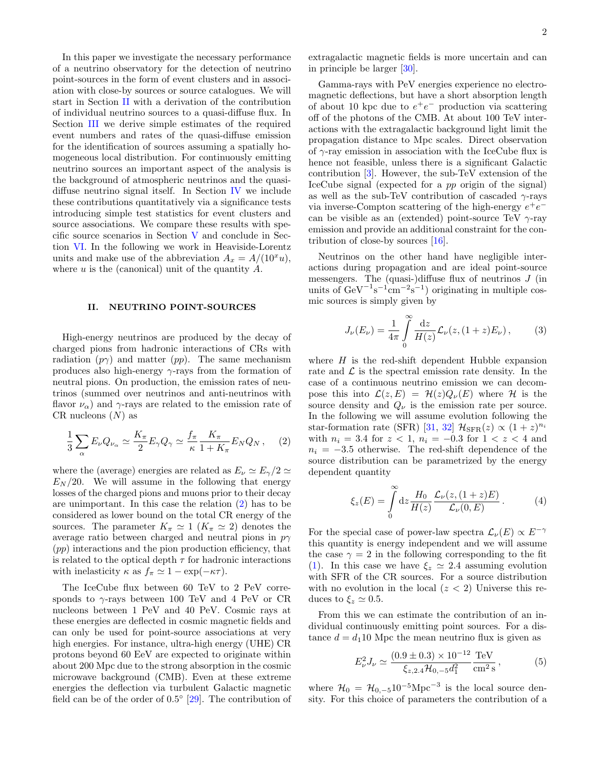In this paper we investigate the necessary performance of a neutrino observatory for the detection of neutrino point-sources in the form of event clusters and in association with close-by sources or source catalogues. We will start in Section II with a derivation of the contribution of individual neutrino sources to a quasi-diffuse flux. In Section III we derive simple estimates of the required event numbers and rates of the quasi-diffuse emission for the identification of sources assuming a spatially homogeneous local distribution. For continuously emitting neutrino sources an important aspect of the analysis is the background of atmospheric neutrinos and the quasi-diffuse neutrino signal itself. In Section IV we include these contributions quantitatively via a significance tests introducing simple test statistics for event clusters and source associations. We compare these results with specific source scenarios in Section V and conclude in Section VI. In the following we work in Heaviside-Lorentz units and make use of the abbreviation $A_x = A/(10^x u)$, where $u$ is the (canonical) unit of the quantity $A$.

## II. NEUTRINO POINT-SOURCES

High-energy neutrinos are produced by the decay of charged pions from hadronic interactions of CRs with radiation ($p\gamma$) and matter ($pp$). The same mechanism produces also high-energy $\gamma$-rays from the formation of neutral pions. On production, the emission rates of neutrinos (summed over neutrinos and anti-neutrinos with flavor $\nu_\alpha$) and $\gamma$-rays are related to the emission rate of CR nucleons ($N$) as

$$\frac{1}{3}\sum_\alpha E_\nu Q_{\nu_\alpha} \simeq \frac{K_\pi}{2} E_\gamma Q_\gamma \simeq \frac{f_\pi}{\kappa}\frac{K_\pi}{1+K_\pi} E_N Q_N\,, \qquad (2)$$

where the (average) energies are related as $E_\nu \simeq E_\gamma/2 \simeq E_N/20$. We will assume in the following that energy losses of the charged pions and muons prior to their decay are unimportant. In this case the relation (2) has to be considered as lower bound on the total CR energy of the sources. The parameter $K_\pi \simeq 1$ ($K_\pi \simeq 2$) denotes the average ratio between charged and neutral pions in $p\gamma$ ($pp$) interactions and the pion production efficiency, that is related to the optical depth $\tau$ for hadronic interactions with inelasticity $\kappa$ as $f_\pi \simeq 1 - \exp(-\kappa\tau)$.

The IceCube flux between 60 TeV to 2 PeV corresponds to $\gamma$-rays between 100 TeV and 4 PeV or CR nucleons between 1 PeV and 40 PeV. Cosmic rays at these energies are deflected in cosmic magnetic fields and can only be used for point-source associations at very high energies. For instance, ultra-high energy (UHE) CR protons beyond 60 EeV are expected to originate within about 200 Mpc due to the strong absorption in the cosmic microwave background (CMB). Even at these extreme energies the deflection via turbulent Galactic magnetic field can be of the order of 0.5° [29]. The contribution of extragalactic magnetic fields is more uncertain and can in principle be larger [30].

Gamma-rays with PeV energies experience no electromagnetic deflections, but have a short absorption length of about 10 kpc due to $e^+e^-$ production via scattering off of the photons of the CMB. At about 100 TeV interactions with the extragalactic background light limit the propagation distance to Mpc scales. Direct observation of $\gamma$-ray emission in association with the IceCube flux is hence not feasible, unless there is a significant Galactic contribution [3]. However, the sub-TeV extension of the IceCube signal (expected for a $pp$ origin of the signal) as well as the sub-TeV contribution of cascaded $\gamma$-rays via inverse-Compton scattering of the high-energy $e^+e^-$ can be visible as an (extended) point-source TeV $\gamma$-ray emission and provide an additional constraint for the contribution of close-by sources [16].

Neutrinos on the other hand have negligible interactions during propagation and are ideal point-source messengers. The (quasi-)diffuse flux of neutrinos $J$ (in units of $\mathrm{GeV}^{-1}\mathrm{s}^{-1}\mathrm{cm}^{-2}\mathrm{s}^{-1}$) originating in multiple cosmic sources is simply given by

$$J_\nu(E_\nu) = \frac{1}{4\pi}\int\limits_0^\infty \frac{\mathrm{d}z}{H(z)}\mathcal{L}_\nu(z,(1+z)E_\nu)\,, \qquad (3)$$

where $H$ is the red-shift dependent Hubble expansion rate and $\mathcal{L}$ is the spectral emission rate density. In the case of a continuous neutrino emission we can decompose this into $\mathcal{L}(z,E) = \mathcal{H}(z)Q_\nu(E)$ where $\mathcal{H}$ is the source density and $Q_\nu$ is the emission rate per source. In the following we will assume evolution following the star-formation rate (SFR) [31, 32] $\mathcal{H}_{\rm SFR}(z) \propto (1+z)^{n_i}$ with $n_i = 3.4$ for $z < 1$, $n_i = -0.3$ for $1 < z < 4$ and $n_i = -3.5$ otherwise. The red-shift dependence of the source distribution can be parametrized by the energy dependent quantity

$$\xi_z(E) = \int\limits_0^\infty \mathrm{d}z \frac{H_0}{H(z)}\frac{\mathcal{L}_\nu(z,(1+z)E)}{\mathcal{L}_\nu(0,E)}\,. \qquad (4)$$

For the special case of power-law spectra $\mathcal{L}_\nu(E) \propto E^{-\gamma}$ this quantity is energy independent and we will assume the case $\gamma = 2$ in the following corresponding to the fit (1). In this case we have $\xi_z \simeq 2.4$ assuming evolution with SFR of the CR sources. For a source distribution with no evolution in the local ($z < 2$) Universe this reduces to $\xi_z \simeq 0.5$.

From this we can estimate the contribution of an individual continuously emitting point sources. For a distance $d = d_1 10$ Mpc the mean neutrino flux is given as

$$E_\nu^2 J_\nu \simeq \frac{(0.9 \pm 0.3)\times 10^{-12}}{\xi_{z,2.4}\mathcal{H}_{0,-5}d_1^2}\frac{\mathrm{TeV}}{\mathrm{cm}^2\,\mathrm{s}}\,, \qquad (5)$$

where $\mathcal{H}_0 = \mathcal{H}_{0,-5}10^{-5}\mathrm{Mpc}^{-3}$ is the local source density. For this choice of parameters the contribution of a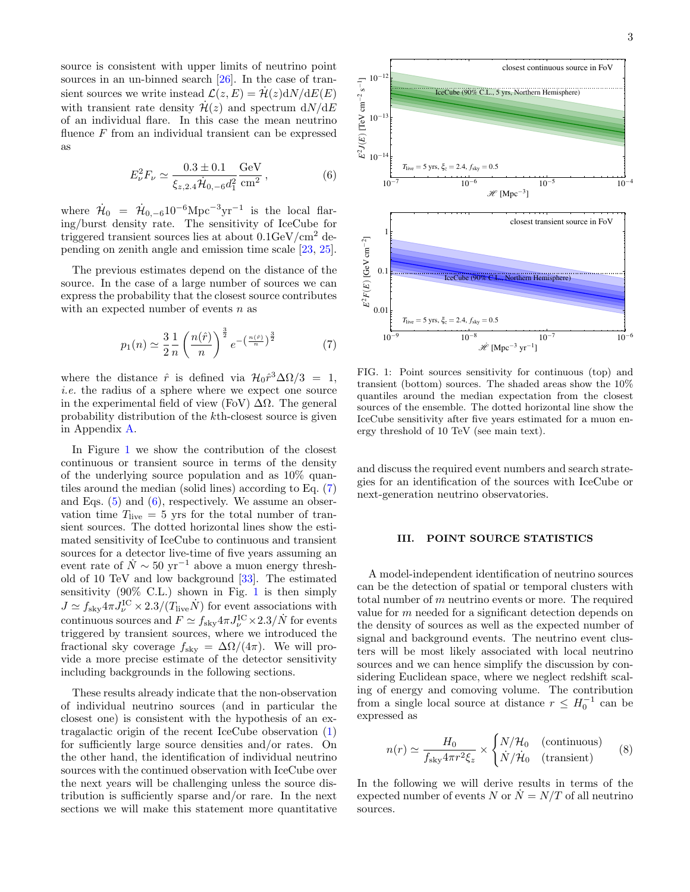source is consistent with upper limits of neutrino point sources in an un-binned search [26]. In the case of transient sources we write instead $\mathcal{L}(z,E) = \dot{\mathcal{H}}(z)\mathrm{d}N/\mathrm{d}E(E)$ with transient rate density $\dot{\mathcal{H}}(z)$ and spectrum $\mathrm{d}N/\mathrm{d}E$ of an individual flare. In this case the mean neutrino fluence $F$ from an individual transient can be expressed as

$$E_\nu^2 F_\nu \simeq \frac{0.3 \pm 0.1}{\xi_{z,2.4}\dot{\mathcal{H}}_{0,-6}d_1^2}\frac{\mathrm{GeV}}{\mathrm{cm}^2}\,, \tag{6}$$

where $\dot{\mathcal{H}}_0 = \dot{\mathcal{H}}_{0,-6}10^{-6}\mathrm{Mpc}^{-3}\mathrm{yr}^{-1}$ is the local flaring/burst density rate. The sensitivity of IceCube for triggered transient sources lies at about $0.1\mathrm{GeV/cm}^2$ depending on zenith angle and emission time scale [23, 25].

The previous estimates depend on the distance of the source. In the case of a large number of sources we can express the probability that the closest source contributes with an expected number of events $n$ as

$$p_1(n) \simeq \frac{3}{2}\frac{1}{n}\left(\frac{n(\hat{r})}{n}\right)^{\frac{3}{2}} e^{-\left(\frac{n(\hat{r})}{n}\right)^{\frac{3}{2}}} \tag{7}$$

where the distance $\hat{r}$ is defined via $\mathcal{H}_0\hat{r}^3\Delta\Omega/3 = 1$, *i.e.* the radius of a sphere where we expect one source in the experimental field of view (FoV) $\Delta\Omega$. The general probability distribution of the $k$th-closest source is given in Appendix A.

In Figure 1 we show the contribution of the closest continuous or transient source in terms of the density of the underlying source population and as 10% quantiles around the median (solid lines) according to Eq. (7) and Eqs. (5) and (6), respectively. We assume an observation time $T_{\mathrm{live}} = 5$ yrs for the total number of transient sources. The dotted horizontal lines show the estimated sensitivity of IceCube to continuous and transient sources for a detector live-time of five years assuming an event rate of $\dot{N} \sim 50\ \mathrm{yr}^{-1}$ above a muon energy threshold of 10 TeV and low background [33]. The estimated sensitivity (90% C.L.) shown in Fig. 1 is then simply $J \simeq f_{\mathrm{sky}}4\pi J_\nu^{\mathrm{IC}} \times 2.3/(T_{\mathrm{live}}\dot{N})$ for event associations with continuous sources and $F \simeq f_{\mathrm{sky}}4\pi J_\nu^{\mathrm{IC}} \times 2.3/\dot{N}$ for events triggered by transient sources, where we introduced the fractional sky coverage $f_{\mathrm{sky}} = \Delta\Omega/(4\pi)$. We will provide a more precise estimate of the detector sensitivity including backgrounds in the following sections.

These results already indicate that the non-observation of individual neutrino sources (and in particular the closest one) is consistent with the hypothesis of an extragalactic origin of the recent IceCube observation (1) for sufficiently large source densities and/or rates. On the other hand, the identification of individual neutrino sources with the continued observation with IceCube over the next years will be challenging unless the source distribution is sufficiently sparse and/or rare. In the next sections we will make this statement more quantitative and discuss the required event numbers and search strategies for an identification of the sources with IceCube or next-generation neutrino observatories.

FIG. 1: Point sources sensitivity for continuous (top) and transient (bottom) sources. The shaded areas show the 10% quantiles around the median expectation from the closest sources of the ensemble. The dotted horizontal line show the IceCube sensitivity after five years estimated for a muon energy threshold of 10 TeV (see main text).

## III. POINT SOURCE STATISTICS

A model-independent identification of neutrino sources can be the detection of spatial or temporal clusters with total number of $m$ neutrino events or more. The required value for $m$ needed for a significant detection depends on the density of sources as well as the expected number of signal and background events. The neutrino event clusters will be most likely associated with local neutrino sources and we can hence simplify the discussion by considering Euclidean space, where we neglect redshift scaling of energy and comoving volume. The contribution from a single local source at distance $r \leq H_0^{-1}$ can be expressed as

$$n(r) \simeq \frac{H_0}{f_{\mathrm{sky}}4\pi r^2\xi_z} \times \begin{cases} N/\mathcal{H}_0 & \text{(continuous)} \\ \dot{N}/\dot{\mathcal{H}}_0 & \text{(transient)} \end{cases} \tag{8}$$

In the following we will derive results in terms of the expected number of events $N$ or $\dot{N} = N/T$ of all neutrino sources.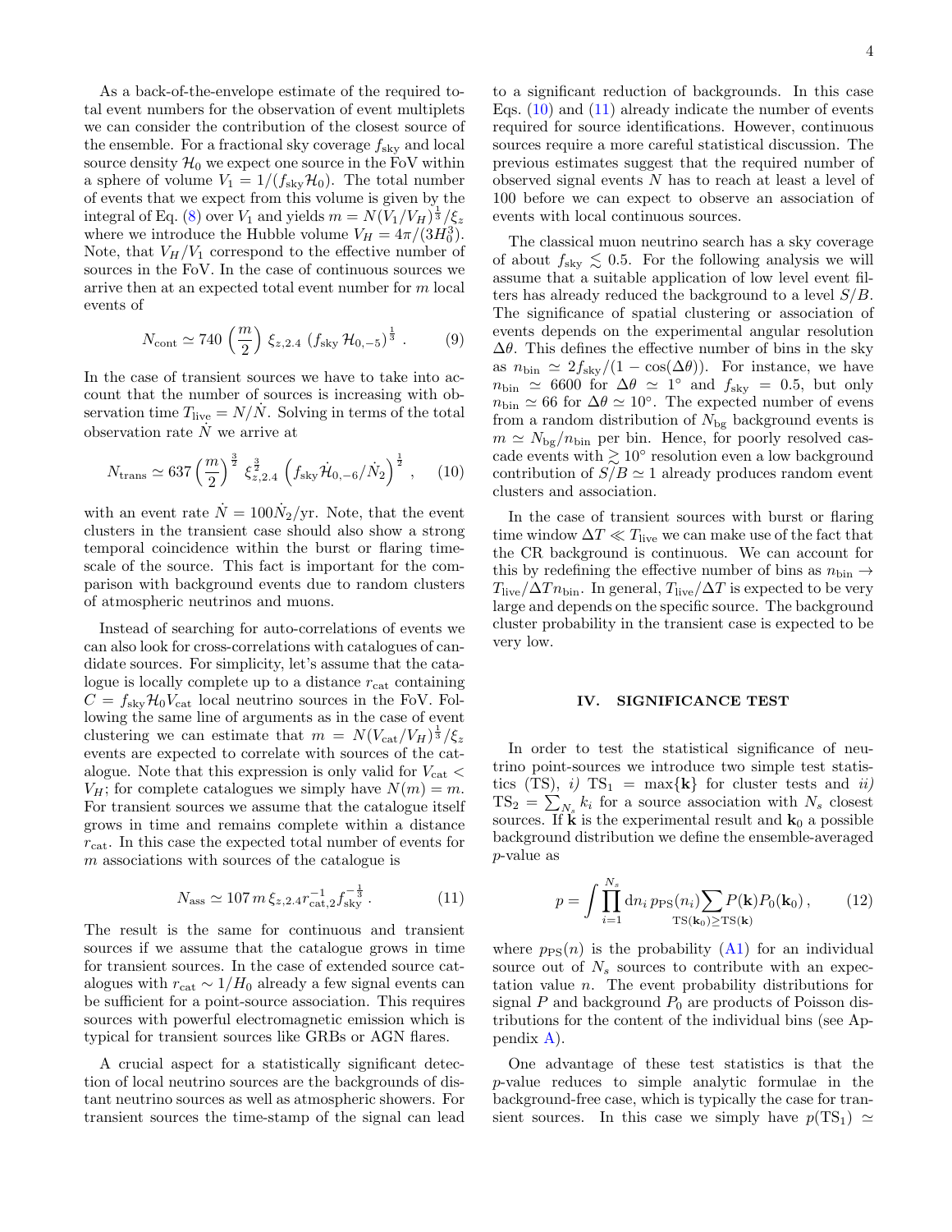As a back-of-the-envelope estimate of the required total event numbers for the observation of event multiplets we can consider the contribution of the closest source of the ensemble. For a fractional sky coverage $f_{\rm sky}$ and local source density $\mathcal{H}_0$ we expect one source in the FoV within a sphere of volume $V_1 = 1/(f_{\rm sky}\mathcal{H}_0)$. The total number of events that we expect from this volume is given by the integral of Eq. (8) over $V_1$ and yields $m = N(V_1/V_H)^{\frac{1}{3}}/\xi_z$ where we introduce the Hubble volume $V_H = 4\pi/(3H_0^3)$. Note, that $V_H/V_1$ correspond to the effective number of sources in the FoV. In the case of continuous sources we arrive then at an expected total event number for $m$ local events of

$$N_{\rm cont} \simeq 740 \left(\frac{m}{2}\right) \xi_{z,2.4} \left(f_{\rm sky}\,\mathcal{H}_{0,-5}\right)^{\frac{1}{3}} . \qquad (9)$$

In the case of transient sources we have to take into account that the number of sources is increasing with observation time $T_{\rm live} = N/\dot{N}$. Solving in terms of the total observation rate $\dot{N}$ we arrive at

$$N_{\rm trans} \simeq 637 \left(\frac{m}{2}\right)^{\frac{3}{2}} \xi_{z,2.4}^{\frac{3}{2}} \left(f_{\rm sky}\dot{\mathcal{H}}_{0,-6}/\dot{N}_2\right)^{\frac{1}{2}} , \qquad (10)$$

with an event rate $\dot{N} = 100\dot{N}_2/{\rm yr}$. Note, that the event clusters in the transient case should also show a strong temporal coincidence within the burst or flaring timescale of the source. This fact is important for the comparison with background events due to random clusters of atmospheric neutrinos and muons.

Instead of searching for auto-correlations of events we can also look for cross-correlations with catalogues of candidate sources. For simplicity, let's assume that the catalogue is locally complete up to a distance $r_{\rm cat}$ containing $C = f_{\rm sky}\mathcal{H}_0 V_{\rm cat}$ local neutrino sources in the FoV. Following the same line of arguments as in the case of event clustering we can estimate that $m = N(V_{\rm cat}/V_H)^{\frac{1}{3}}/\xi_z$ events are expected to correlate with sources of the catalogue. Note that this expression is only valid for $V_{\rm cat} < V_H$; for complete catalogues we simply have $N(m) = m$. For transient sources we assume that the catalogue itself grows in time and remains complete within a distance $r_{\rm cat}$. In this case the expected total number of events for $m$ associations with sources of the catalogue is

$$N_{\rm ass} \simeq 107\, m\, \xi_{z,2.4} r_{\rm cat,2}^{-1} f_{\rm sky}^{-\frac{1}{3}} . \qquad (11)$$

The result is the same for continuous and transient sources if we assume that the catalogue grows in time for transient sources. In the case of extended source catalogues with $r_{\rm cat} \sim 1/H_0$ already a few signal events can be sufficient for a point-source association. This requires sources with powerful electromagnetic emission which is typical for transient sources like GRBs or AGN flares.

A crucial aspect for a statistically significant detection of local neutrino sources are the backgrounds of distant neutrino sources as well as atmospheric showers. For transient sources the time-stamp of the signal can lead to a significant reduction of backgrounds. In this case Eqs. (10) and (11) already indicate the number of events required for source identifications. However, continuous sources require a more careful statistical discussion. The previous estimates suggest that the required number of observed signal events $N$ has to reach at least a level of 100 before we can expect to observe an association of events with local continuous sources.

The classical muon neutrino search has a sky coverage of about $f_{\rm sky} \lesssim 0.5$. For the following analysis we will assume that a suitable application of low level event filters has already reduced the background to a level $S/B$. The significance of spatial clustering or association of events depends on the experimental angular resolution $\Delta\theta$. This defines the effective number of bins in the sky as $n_{\rm bin} \simeq 2f_{\rm sky}/(1-\cos(\Delta\theta))$. For instance, we have $n_{\rm bin} \simeq 6600$ for $\Delta\theta \simeq 1^\circ$ and $f_{\rm sky} = 0.5$, but only $n_{\rm bin} \simeq 66$ for $\Delta\theta \simeq 10^\circ$. The expected number of evens from a random distribution of $N_{\rm bg}$ background events is $m \simeq N_{\rm bg}/n_{\rm bin}$ per bin. Hence, for poorly resolved cascade events with $\gtrsim 10^\circ$ resolution even a low background contribution of $S/B \simeq 1$ already produces random event clusters and association.

In the case of transient sources with burst or flaring time window $\Delta T \ll T_{\rm live}$ we can make use of the fact that the CR background is continuous. We can account for this by redefining the effective number of bins as $n_{\rm bin} \to T_{\rm live}/\Delta T n_{\rm bin}$. In general, $T_{\rm live}/\Delta T$ is expected to be very large and depends on the specific source. The background cluster probability in the transient case is expected to be very low.

## IV. SIGNIFICANCE TEST

In order to test the statistical significance of neutrino point-sources we introduce two simple test statistics (TS), *i)* $\mathrm{TS}_1 = \max\{\mathbf{k}\}$ for cluster tests and *ii)* $\mathrm{TS}_2 = \sum_{N_s} k_i$ for a source association with $N_s$ closest sources. If $\mathbf{k}$ is the experimental result and $\mathbf{k}_0$ a possible background distribution we define the ensemble-averaged $p$-value as

$$p = \int \prod_{i=1}^{N_s} {\rm d}n_i\, p_{\rm PS}(n_i) \sum_{\mathrm{TS}(\mathbf{k}_0)\geq \mathrm{TS}(\mathbf{k})} P(\mathbf{k})P_0(\mathbf{k}_0) , \qquad (12)$$

where $p_{\rm PS}(n)$ is the probability (A1) for an individual source out of $N_s$ sources to contribute with an expectation value $n$. The event probability distributions for signal $P$ and background $P_0$ are products of Poisson distributions for the content of the individual bins (see Appendix A).

One advantage of these test statistics is that the $p$-value reduces to simple analytic formulae in the background-free case, which is typically the case for transient sources. In this case we simply have $p(\mathrm{TS}_1) \simeq$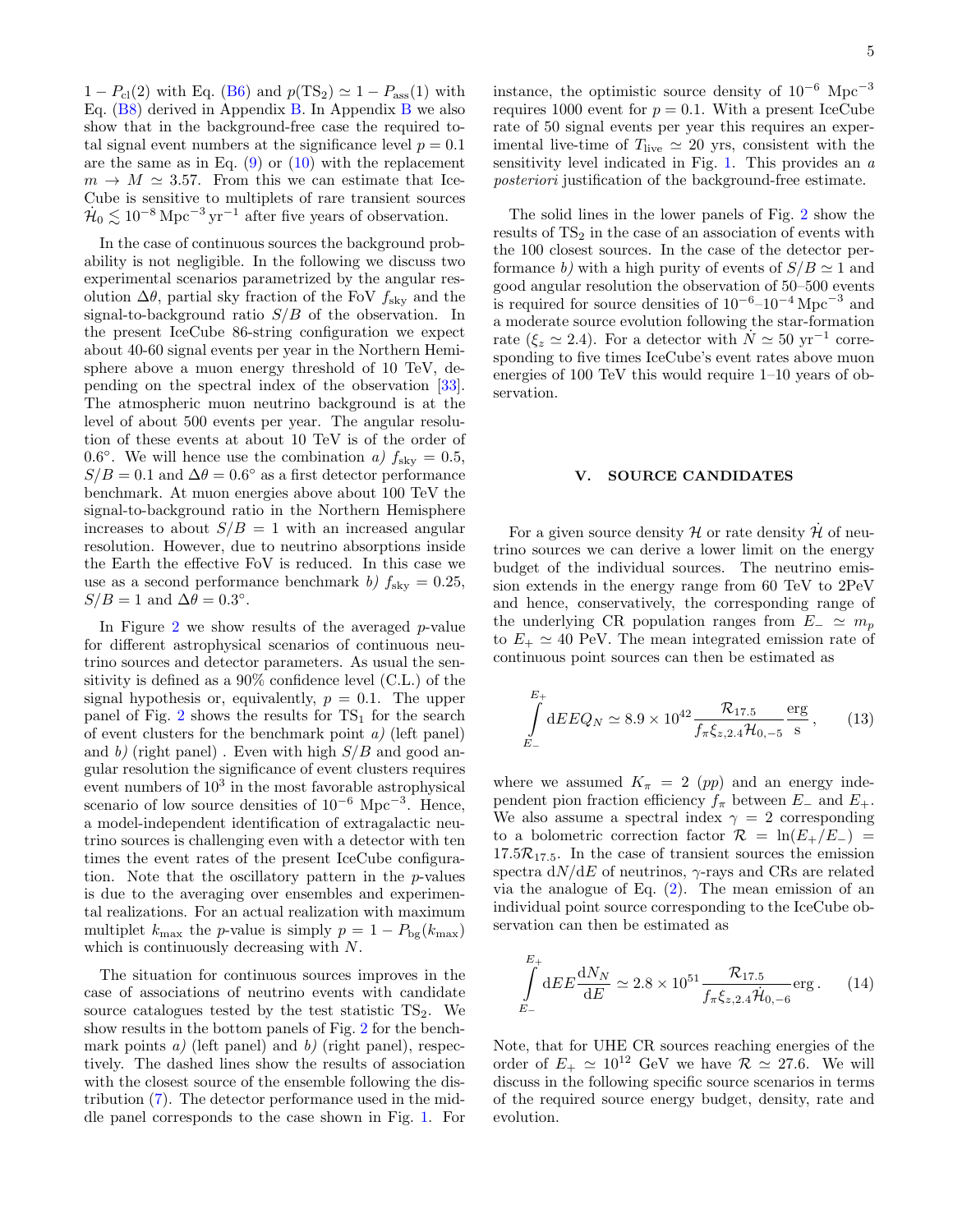$1 - P_{\rm cl}(2)$ with Eq. (B6) and $p({\rm TS}_2) \simeq 1 - P_{\rm ass}(1)$ with Eq. (B8) derived in Appendix B. In Appendix B we also show that in the background-free case the required total signal event numbers at the significance level $p = 0.1$ are the same as in Eq. (9) or (10) with the replacement $m \to M \simeq 3.57$. From this we can estimate that IceCube is sensitive to multiplets of rare transient sources $\dot{\mathcal{H}}_0 \lesssim 10^{-8}\,{\rm Mpc}^{-3}\,{\rm yr}^{-1}$ after five years of observation.

In the case of continuous sources the background probability is not negligible. In the following we discuss two experimental scenarios parametrized by the angular resolution $\Delta\theta$, partial sky fraction of the FoV $f_{\rm sky}$ and the signal-to-background ratio $S/B$ of the observation. In the present IceCube 86-string configuration we expect about 40-60 signal events per year in the Northern Hemisphere above a muon energy threshold of 10 TeV, depending on the spectral index of the observation [33]. The atmospheric muon neutrino background is at the level of about 500 events per year. The angular resolution of these events at about 10 TeV is of the order of $0.6^\circ$. We will hence use the combination *a)* $f_{\rm sky} = 0.5$, $S/B = 0.1$ and $\Delta\theta = 0.6^\circ$ as a first detector performance benchmark. At muon energies above about 100 TeV the signal-to-background ratio in the Northern Hemisphere increases to about $S/B = 1$ with an increased angular resolution. However, due to neutrino absorptions inside the Earth the effective FoV is reduced. In this case we use as a second performance benchmark *b)* $f_{\rm sky} = 0.25$, $S/B = 1$ and $\Delta\theta = 0.3^\circ$.

In Figure 2 we show results of the averaged $p$-value for different astrophysical scenarios of continuous neutrino sources and detector parameters. As usual the sensitivity is defined as a 90% confidence level (C.L.) of the signal hypothesis or, equivalently, $p = 0.1$. The upper panel of Fig. 2 shows the results for ${\rm TS}_1$ for the search of event clusters for the benchmark point *a)* (left panel) and *b)* (right panel) . Even with high $S/B$ and good angular resolution the significance of event clusters requires event numbers of $10^3$ in the most favorable astrophysical scenario of low source densities of $10^{-6}$ Mpc$^{-3}$. Hence, a model-independent identification of extragalactic neutrino sources is challenging even with a detector with ten times the event rates of the present IceCube configuration. Note that the oscillatory pattern in the $p$-values is due to the averaging over ensembles and experimental realizations. For an actual realization with maximum multiplet $k_{\rm max}$ the $p$-value is simply $p = 1 - P_{\rm bg}(k_{\rm max})$ which is continuously decreasing with $N$.

The situation for continuous sources improves in the case of associations of neutrino events with candidate source catalogues tested by the test statistic ${\rm TS}_2$. We show results in the bottom panels of Fig. 2 for the benchmark points *a)* (left panel) and *b)* (right panel), respectively. The dashed lines show the results of association with the closest source of the ensemble following the distribution (7). The detector performance used in the middle panel corresponds to the case shown in Fig. 1. For instance, the optimistic source density of $10^{-6}$ Mpc$^{-3}$ requires 1000 event for $p = 0.1$. With a present IceCube rate of 50 signal events per year this requires an experimental live-time of $T_{\rm live} \simeq 20$ yrs, consistent with the sensitivity level indicated in Fig. 1. This provides an *a posteriori* justification of the background-free estimate.

The solid lines in the lower panels of Fig. 2 show the results of ${\rm TS}_2$ in the case of an association of events with the 100 closest sources. In the case of the detector performance *b)* with a high purity of events of $S/B \simeq 1$ and good angular resolution the observation of 50–500 events is required for source densities of $10^{-6}$–$10^{-4}\,{\rm Mpc}^{-3}$ and a moderate source evolution following the star-formation rate ($\xi_z \simeq 2.4$). For a detector with $\dot{N} \simeq 50$ yr$^{-1}$ corresponding to five times IceCube's event rates above muon energies of 100 TeV this would require 1–10 years of observation.

## V. SOURCE CANDIDATES

For a given source density $\mathcal{H}$ or rate density $\dot{\mathcal{H}}$ of neutrino sources we can derive a lower limit on the energy budget of the individual sources. The neutrino emission extends in the energy range from 60 TeV to 2PeV and hence, conservatively, the corresponding range of the underlying CR population ranges from $E_- \simeq m_p$ to $E_+ \simeq 40$ PeV. The mean integrated emission rate of continuous point sources can then be estimated as

$$\int\limits_{E_-}^{E_+} {\rm d}E E Q_N \simeq 8.9\times 10^{42} \frac{\mathcal{R}_{17.5}}{f_\pi \xi_{z,2.4} \mathcal{H}_{0,-5}} \frac{\rm erg}{\rm s}\,, \qquad (13)$$

where we assumed $K_\pi = 2$ ($pp$) and an energy independent pion fraction efficiency $f_\pi$ between $E_-$ and $E_+$. We also assume a spectral index $\gamma = 2$ corresponding to a bolometric correction factor $\mathcal{R} = \ln(E_+/E_-) = 17.5\mathcal{R}_{17.5}$. In the case of transient sources the emission spectra ${\rm d}N/{\rm d}E$ of neutrinos, $\gamma$-rays and CRs are related via the analogue of Eq. (2). The mean emission of an individual point source corresponding to the IceCube observation can then be estimated as

$$\int\limits_{E_-}^{E_+} {\rm d}E E \frac{{\rm d}N_N}{{\rm d}E} \simeq 2.8\times 10^{51} \frac{\mathcal{R}_{17.5}}{f_\pi \xi_{z,2.4} \dot{\mathcal{H}}_{0,-6}} {\rm erg}\,. \qquad (14)$$

Note, that for UHE CR sources reaching energies of the order of $E_+ \simeq 10^{12}$ GeV we have $\mathcal{R} \simeq 27.6$. We will discuss in the following specific source scenarios in terms of the required source energy budget, density, rate and evolution.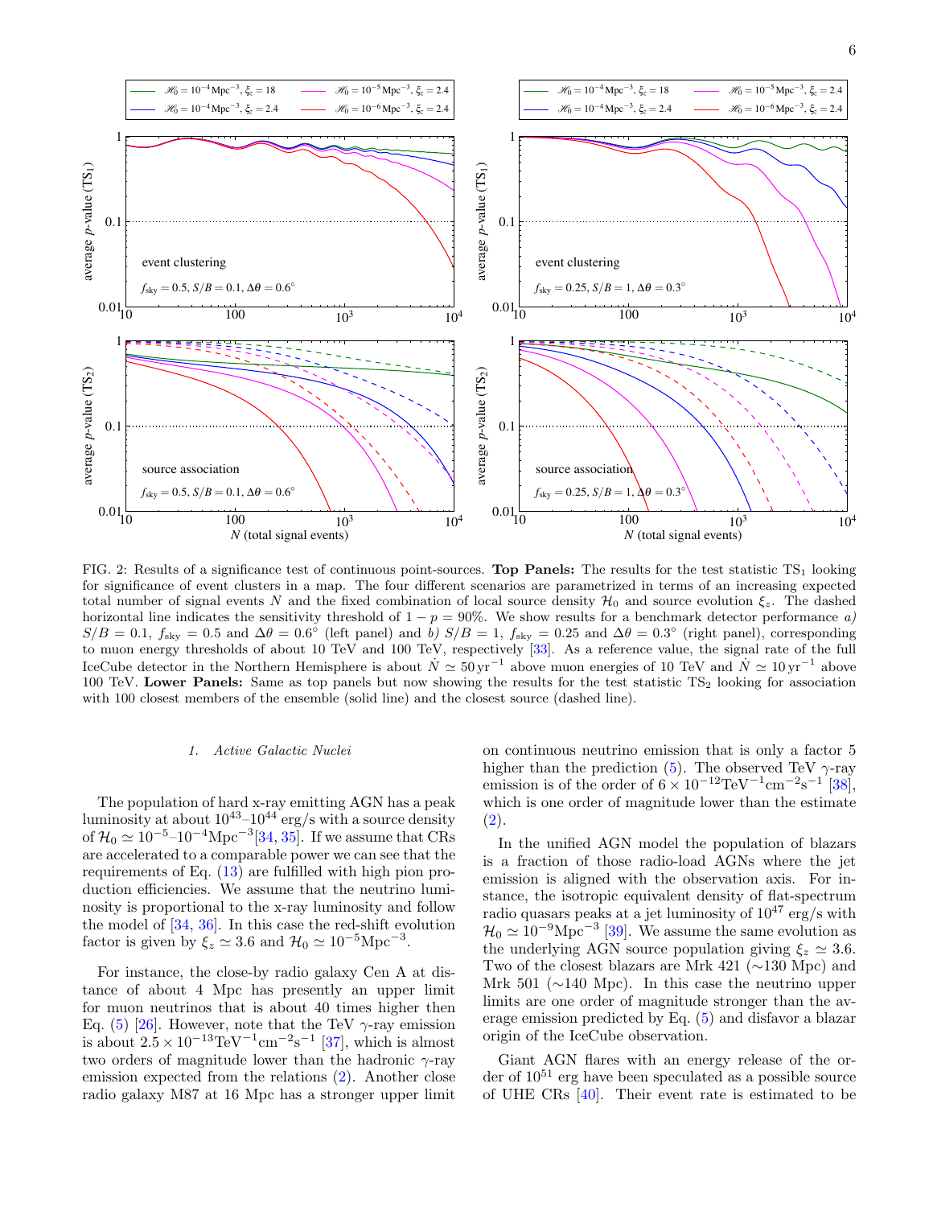FIG. 2: Results of a significance test of continuous point-sources. **Top Panels:** The results for the test statistic $\mathrm{TS}_1$ looking for significance of event clusters in a map. The four different scenarios are parametrized in terms of an increasing expected total number of signal events $N$ and the fixed combination of local source density $\mathcal{H}_0$ and source evolution $\xi_z$. The dashed horizontal line indicates the sensitivity threshold of $1-p=90\%$. We show results for a benchmark detector performance *a)* $S/B=0.1$, $f_{\rm sky}=0.5$ and $\Delta\theta=0.6^\circ$ (left panel) and *b)* $S/B=1$, $f_{\rm sky}=0.25$ and $\Delta\theta=0.3^\circ$ (right panel), corresponding to muon energy thresholds of about 10 TeV and 100 TeV, respectively [33]. As a reference value, the signal rate of the full IceCube detector in the Northern Hemisphere is about $\dot{N}\simeq 50\,{\rm yr}^{-1}$ above muon energies of 10 TeV and $\dot{N}\simeq 10\,{\rm yr}^{-1}$ above 100 TeV. **Lower Panels:** Same as top panels but now showing the results for the test statistic $\mathrm{TS}_2$ looking for association with 100 closest members of the ensemble (solid line) and the closest source (dashed line).

### 1. Active Galactic Nuclei

The population of hard x-ray emitting AGN has a peak luminosity at about $10^{43}$–$10^{44}$ erg/s with a source density of $\mathcal{H}_0\simeq 10^{-5}$–$10^{-4}{\rm Mpc}^{-3}$[34, 35]. If we assume that CRs are accelerated to a comparable power we can see that the requirements of Eq. (13) are fulfilled with high pion production efficiencies. We assume that the neutrino luminosity is proportional to the x-ray luminosity and follow the model of [34, 36]. In this case the red-shift evolution factor is given by $\xi_z\simeq 3.6$ and $\mathcal{H}_0\simeq 10^{-5}{\rm Mpc}^{-3}$.

For instance, the close-by radio galaxy Cen A at distance of about 4 Mpc has presently an upper limit for muon neutrinos that is about 40 times higher then Eq. (5) [26]. However, note that the TeV $\gamma$-ray emission is about $2.5\times10^{-13}{\rm TeV}^{-1}{\rm cm}^{-2}{\rm s}^{-1}$ [37], which is almost two orders of magnitude lower than the hadronic $\gamma$-ray emission expected from the relations (2). Another close radio galaxy M87 at 16 Mpc has a stronger upper limit on continuous neutrino emission that is only a factor 5 higher than the prediction (5). The observed TeV $\gamma$-ray emission is of the order of $6\times10^{-12}{\rm TeV}^{-1}{\rm cm}^{-2}{\rm s}^{-1}$ [38], which is one order of magnitude lower than the estimate (2).

In the unified AGN model the population of blazars is a fraction of those radio-load AGNs where the jet emission is aligned with the observation axis. For instance, the isotropic equivalent density of flat-spectrum radio quasars peaks at a jet luminosity of $10^{47}$ erg/s with $\mathcal{H}_0\simeq 10^{-9}{\rm Mpc}^{-3}$ [39]. We assume the same evolution as the underlying AGN source population giving $\xi_z\simeq 3.6$. Two of the closest blazars are Mrk 421 (∼130 Mpc) and Mrk 501 (∼140 Mpc). In this case the neutrino upper limits are one order of magnitude stronger than the average emission predicted by Eq. (5) and disfavor a blazar origin of the IceCube observation.

Giant AGN flares with an energy release of the order of $10^{51}$ erg have been speculated as a possible source of UHE CRs [40]. Their event rate is estimated to be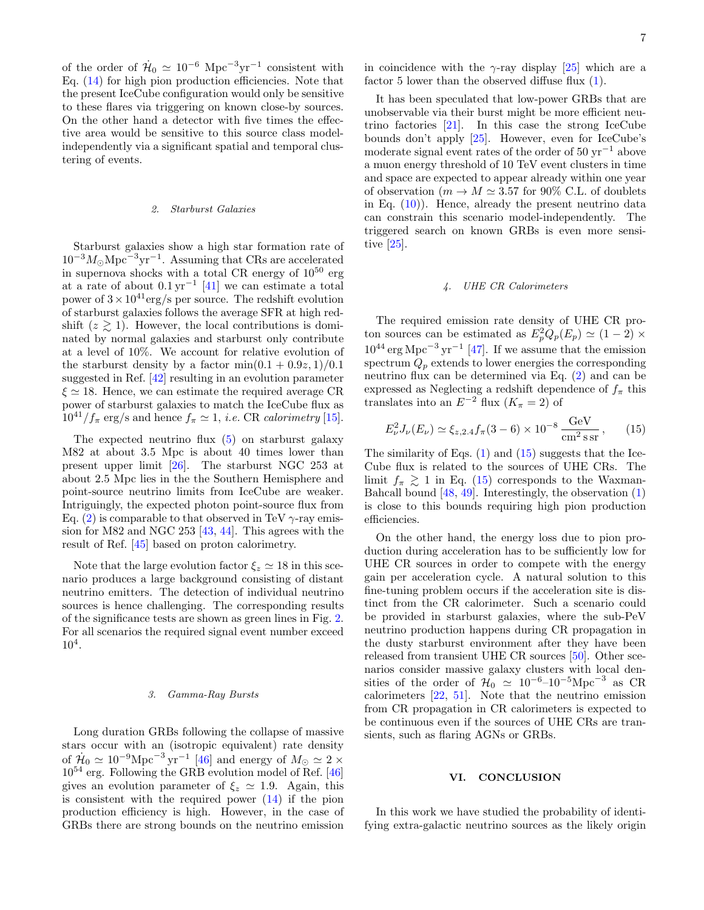of the order of $\dot{\mathcal{H}}_0 \simeq 10^{-6}$ Mpc$^{-3}$yr$^{-1}$ consistent with Eq. (14) for high pion production efficiencies. Note that the present IceCube configuration would only be sensitive to these flares via triggering on known close-by sources. On the other hand a detector with five times the effective area would be sensitive to this source class model-independently via a significant spatial and temporal clustering of events.

#### *2. Starburst Galaxies*

Starburst galaxies show a high star formation rate of $10^{-3}M_\odot$Mpc$^{-3}$yr$^{-1}$. Assuming that CRs are accelerated in supernova shocks with a total CR energy of $10^{50}$ erg at a rate of about $0.1\,\mathrm{yr}^{-1}$ [41] we can estimate a total power of $3\times10^{41}$erg/s per source. The redshift evolution of starburst galaxies follows the average SFR at high redshift ($z \gtrsim 1$). However, the local contributions is dominated by normal galaxies and starburst only contribute at a level of 10%. We account for relative evolution of the starburst density by a factor $\min(0.1+0.9z,1)/0.1$ suggested in Ref. [42] resulting in an evolution parameter $\xi \simeq 18$. Hence, we can estimate the required average CR power of starburst galaxies to match the IceCube flux as $10^{41}/f_\pi$ erg/s and hence $f_\pi \simeq 1$, *i.e.* CR *calorimetry* [15].

The expected neutrino flux (5) on starburst galaxy M82 at about 3.5 Mpc is about 40 times lower than present upper limit [26]. The starburst NGC 253 at about 2.5 Mpc lies in the the Southern Hemisphere and point-source neutrino limits from IceCube are weaker. Intriguingly, the expected photon point-source flux from Eq. (2) is comparable to that observed in TeV $\gamma$-ray emission for M82 and NGC 253 [43, 44]. This agrees with the result of Ref. [45] based on proton calorimetry.

Note that the large evolution factor $\xi_z \simeq 18$ in this scenario produces a large background consisting of distant neutrino emitters. The detection of individual neutrino sources is hence challenging. The corresponding results of the significance tests are shown as green lines in Fig. 2. For all scenarios the required signal event number exceed $10^4$.

#### *3. Gamma-Ray Bursts*

Long duration GRBs following the collapse of massive stars occur with an (isotropic equivalent) rate density of $\dot{\mathcal{H}}_0 \simeq 10^{-9}$Mpc$^{-3}$yr$^{-1}$ [46] and energy of $M_\odot \simeq 2\times10^{54}$ erg. Following the GRB evolution model of Ref. [46] gives an evolution parameter of $\xi_z \simeq 1.9$. Again, this is consistent with the required power (14) if the pion production efficiency is high. However, in the case of GRBs there are strong bounds on the neutrino emission in coincidence with the $\gamma$-ray display [25] which are a factor 5 lower than the observed diffuse flux (1).

It has been speculated that low-power GRBs that are unobservable via their burst might be more efficient neutrino factories [21]. In this case the strong IceCube bounds don't apply [25]. However, even for IceCube's moderate signal event rates of the order of $50\,\mathrm{yr}^{-1}$ above a muon energy threshold of 10 TeV event clusters in time and space are expected to appear already within one year of observation ($m \to M \simeq 3.57$ for 90% C.L. of doublets in Eq. (10)). Hence, already the present neutrino data can constrain this scenario model-independently. The triggered search on known GRBs is even more sensitive [25].

#### *4. UHE CR Calorimeters*

The required emission rate density of UHE CR proton sources can be estimated as $E_p^2 Q_p(E_p) \simeq (1-2)\times 10^{44}\,\mathrm{erg\,Mpc^{-3}\,yr^{-1}}$ [47]. If we assume that the emission spectrum $Q_p$ extends to lower energies the corresponding neutrino flux can be determined via Eq. (2) and can be expressed as Neglecting a redshift dependence of $f_\pi$ this translates into an $E^{-2}$ flux ($K_\pi = 2$) of

$$E_\nu^2 J_\nu(E_\nu) \simeq \xi_{z,2.4} f_\pi (3-6)\times 10^{-8}\,\frac{\mathrm{GeV}}{\mathrm{cm^2\,s\,sr}}\,, \qquad (15)$$

The similarity of Eqs. (1) and (15) suggests that the IceCube flux is related to the sources of UHE CRs. The limit $f_\pi \gtrsim 1$ in Eq. (15) corresponds to the Waxman-Bahcall bound [48, 49]. Interestingly, the observation (1) is close to this bounds requiring high pion production efficiencies.

On the other hand, the energy loss due to pion production during acceleration has to be sufficiently low for UHE CR sources in order to compete with the energy gain per acceleration cycle. A natural solution to this fine-tuning problem occurs if the acceleration site is distinct from the CR calorimeter. Such a scenario could be provided in starburst galaxies, where the sub-PeV neutrino production happens during CR propagation in the dusty starburst environment after they have been released from transient UHE CR sources [50]. Other scenarios consider massive galaxy clusters with local densities of the order of $\mathcal{H}_0 \simeq 10^{-6}$–$10^{-5}$Mpc$^{-3}$ as CR calorimeters [22, 51]. Note that the neutrino emission from CR propagation in CR calorimeters is expected to be continuous even if the sources of UHE CRs are transients, such as flaring AGNs or GRBs.

## VI. CONCLUSION

In this work we have studied the probability of identifying extra-galactic neutrino sources as the likely origin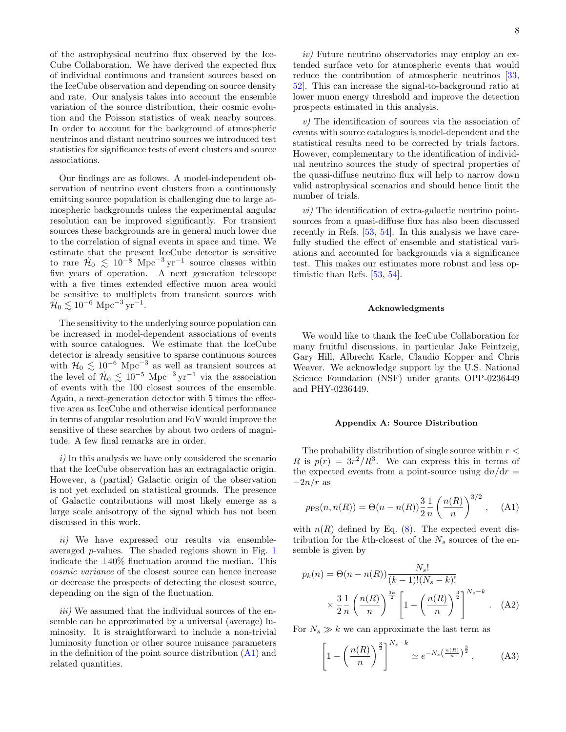of the astrophysical neutrino flux observed by the IceCube Collaboration. We have derived the expected flux of individual continuous and transient sources based on the IceCube observation and depending on source density and rate. Our analysis takes into account the ensemble variation of the source distribution, their cosmic evolution and the Poisson statistics of weak nearby sources. In order to account for the background of atmospheric neutrinos and distant neutrino sources we introduced test statistics for significance tests of event clusters and source associations.

Our findings are as follows. A model-independent observation of neutrino event clusters from a continuously emitting source population is challenging due to large atmospheric backgrounds unless the experimental angular resolution can be improved significantly. For transient sources these backgrounds are in general much lower due to the correlation of signal events in space and time. We estimate that the present IceCube detector is sensitive to rare $\dot{\mathcal{H}}_0 \lesssim 10^{-8}$ Mpc$^{-3}$ yr$^{-1}$ source classes within five years of operation. A next generation telescope with a five times extended effective muon area would be sensitive to multiplets from transient sources with $\dot{\mathcal{H}}_0 \lesssim 10^{-6}$ Mpc$^{-3}$ yr$^{-1}$.

The sensitivity to the underlying source population can be increased in model-dependent associations of events with source catalogues. We estimate that the IceCube detector is already sensitive to sparse continuous sources with $\mathcal{H}_0 \lesssim 10^{-6}$ Mpc$^{-3}$ as well as transient sources at the level of $\dot{\mathcal{H}}_0 \lesssim 10^{-5}$ Mpc$^{-3}$ yr$^{-1}$ via the association of events with the 100 closest sources of the ensemble. Again, a next-generation detector with 5 times the effective area as IceCube and otherwise identical performance in terms of angular resolution and FoV would improve the sensitive of these searches by about two orders of magnitude. A few final remarks are in order.

*i)* In this analysis we have only considered the scenario that the IceCube observation has an extragalactic origin. However, a (partial) Galactic origin of the observation is not yet excluded on statistical grounds. The presence of Galactic contributions will most likely emerge as a large scale anisotropy of the signal which has not been discussed in this work.

*ii)* We have expressed our results via ensemble-averaged $p$-values. The shaded regions shown in Fig. 1 indicate the $\pm 40\%$ fluctuation around the median. This *cosmic variance* of the closest source can hence increase or decrease the prospects of detecting the closest source, depending on the sign of the fluctuation.

*iii)* We assumed that the individual sources of the ensemble can be approximated by a universal (average) luminosity. It is straightforward to include a non-trivial luminosity function or other source nuisance parameters in the definition of the point source distribution (A1) and related quantities.

*iv)* Future neutrino observatories may employ an extended surface veto for atmospheric events that would reduce the contribution of atmospheric neutrinos [33, 52]. This can increase the signal-to-background ratio at lower muon energy threshold and improve the detection prospects estimated in this analysis.

*v)* The identification of sources via the association of events with source catalogues is model-dependent and the statistical results need to be corrected by trials factors. However, complementary to the identification of individual neutrino sources the study of spectral properties of the quasi-diffuse neutrino flux will help to narrow down valid astrophysical scenarios and should hence limit the number of trials.

*vi)* The identification of extra-galactic neutrino point-sources from a quasi-diffuse flux has also been discussed recently in Refs. [53, 54]. In this analysis we have carefully studied the effect of ensemble and statistical variations and accounted for backgrounds via a significance test. This makes our estimates more robust and less optimistic than Refs. [53, 54].

### Acknowledgments

We would like to thank the IceCube Collaboration for many fruitful discussions, in particular Jake Feintzeig, Gary Hill, Albrecht Karle, Claudio Kopper and Chris Weaver. We acknowledge support by the U.S. National Science Foundation (NSF) under grants OPP-0236449 and PHY-0236449.

### Appendix A: Source Distribution

The probability distribution of single source within $r < R$ is $p(r) = 3r^2/R^3$. We can express this in terms of the expected events from a point-source using $\mathrm{d}n/\mathrm{d}r = -2n/r$ as

$$p_{\rm PS}(n, n(R)) = \Theta(n - n(R))\frac{3}{2}\frac{1}{n}\left(\frac{n(R)}{n}\right)^{3/2}, \quad \text{(A1)}$$

with $n(R)$ defined by Eq. (8). The expected event distribution for the $k$th-closest of the $N_s$ sources of the ensemble is given by

$$p_k(n) = \Theta(n - n(R))\frac{N_s!}{(k-1)!(N_s-k)!} \times \frac{3}{2}\frac{1}{n}\left(\frac{n(R)}{n}\right)^{\frac{3k}{2}}\left[1 - \left(\frac{n(R)}{n}\right)^{\frac{3}{2}}\right]^{N_s-k}. \quad \text{(A2)}$$

For $N_s \gg k$ we can approximate the last term as

$$\left[1 - \left(\frac{n(R)}{n}\right)^{\frac{3}{2}}\right]^{N_s-k} \simeq e^{-N_s\left(\frac{n(R)}{n}\right)^{\frac{3}{2}}}, \quad \text{(A3)}$$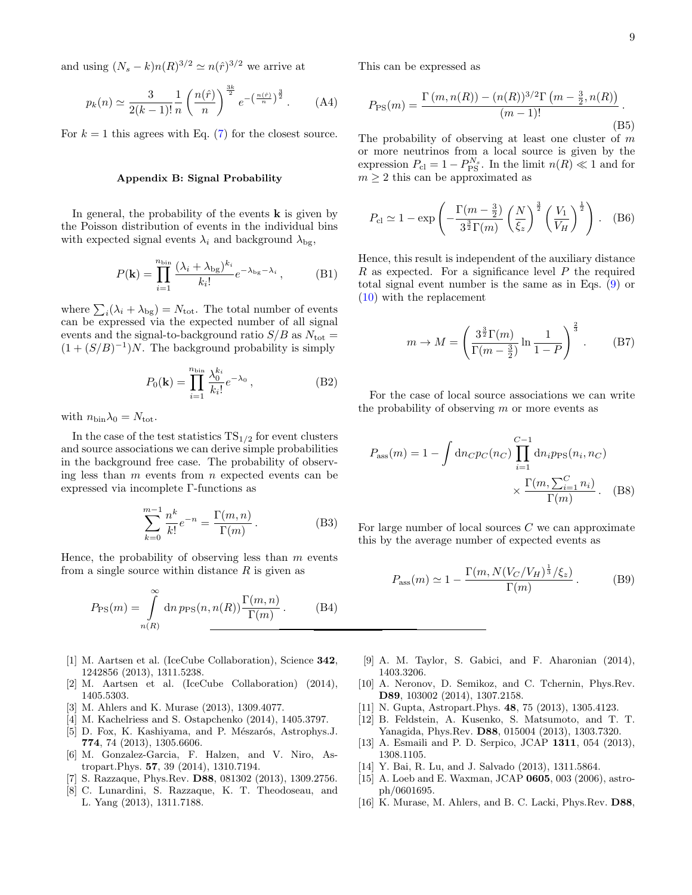and using $(N_s - k)n(R)^{3/2} \simeq n(\hat{r})^{3/2}$ we arrive at

$$p_k(n) \simeq \frac{3}{2(k-1)!}\frac{1}{n}\left(\frac{n(\hat{r})}{n}\right)^{\frac{3k}{2}} e^{-\left(\frac{n(\hat{r})}{n}\right)^{\frac{3}{2}}} . \quad \text{(A4)}$$

For $k = 1$ this agrees with Eq. (7) for the closest source.

### Appendix B: Signal Probability

In general, the probability of the events $\mathbf{k}$ is given by the Poisson distribution of events in the individual bins with expected signal events $\lambda_i$ and background $\lambda_{\rm bg}$,

$$P(\mathbf{k}) = \prod_{i=1}^{n_{\rm bin}} \frac{(\lambda_i + \lambda_{\rm bg})^{k_i}}{k_i!} e^{-\lambda_{\rm bg} - \lambda_i} , \quad \text{(B1)}$$

where $\sum_i(\lambda_i + \lambda_{\rm bg}) = N_{\rm tot}$. The total number of events can be expressed via the expected number of all signal events and the signal-to-background ratio $S/B$ as $N_{\rm tot} = (1 + (S/B)^{-1})N$. The background probability is simply

$$P_0(\mathbf{k}) = \prod_{i=1}^{n_{\rm bin}} \frac{\lambda_0^{k_i}}{k_i!} e^{-\lambda_0} , \quad \text{(B2)}$$

with $n_{\rm bin}\lambda_0 = N_{\rm tot}$.

In the case of the test statistics $\mathrm{TS}_{1/2}$ for event clusters and source associations we can derive simple probabilities in the background free case. The probability of observing less than $m$ events from $n$ expected events can be expressed via incomplete $\Gamma$-functions as

$$\sum_{k=0}^{m-1} \frac{n^k}{k!} e^{-n} = \frac{\Gamma(m, n)}{\Gamma(m)} . \quad \text{(B3)}$$

Hence, the probability of observing less than $m$ events from a single source within distance $R$ is given as

$$P_{\rm PS}(m) = \int_{n(R)}^{\infty} {\rm d}n \, p_{\rm PS}(n, n(R)) \frac{\Gamma(m, n)}{\Gamma(m)} . \quad \text{(B4)}$$

This can be expressed as

$$P_{\rm PS}(m) = \frac{\Gamma\left(m, n(R)\right) - (n(R))^{3/2}\Gamma\left(m - \frac{3}{2}, n(R)\right)}{(m-1)!} . \quad \text{(B5)}$$

The probability of observing at least one cluster of $m$ or more neutrinos from a local source is given by the expression $P_{\rm cl} = 1 - P_{\rm PS}^{N_s}$. In the limit $n(R) \ll 1$ and for $m \geq 2$ this can be approximated as

$$P_{\rm cl} \simeq 1 - \exp\left(-\frac{\Gamma(m - \frac{3}{2})}{3^{\frac{3}{2}}\Gamma(m)}\left(\frac{N}{\xi_z}\right)^{\frac{3}{2}}\left(\frac{V_1}{V_H}\right)^{\frac{1}{2}}\right) . \quad \text{(B6)}$$

Hence, this result is independent of the auxiliary distance $R$ as expected. For a significance level $P$ the required total signal event number is the same as in Eqs. (9) or (10) with the replacement

$$m \to M = \left(\frac{3^{\frac{3}{2}}\Gamma(m)}{\Gamma(m - \frac{3}{2})} \ln\frac{1}{1-P}\right)^{\frac{2}{3}} . \quad \text{(B7)}$$

For the case of local source associations we can write the probability of observing $m$ or more events as

$$P_{\rm ass}(m) = 1 - \int {\rm d}n_C p_C(n_C) \prod_{i=1}^{C-1} {\rm d}n_i p_{\rm PS}(n_i, n_C) \times \frac{\Gamma(m, \sum_{i=1}^{C} n_i)}{\Gamma(m)} . \quad \text{(B8)}$$

For large number of local sources $C$ we can approximate this by the average number of expected events as

$$P_{\rm ass}(m) \simeq 1 - \frac{\Gamma(m, N(V_C/V_H)^{\frac{1}{3}}/\xi_z)}{\Gamma(m)} . \quad \text{(B9)}$$

---

[1] M. Aartsen et al. (IceCube Collaboration), Science **342**, 1242856 (2013), 1311.5238.
[2] M. Aartsen et al. (IceCube Collaboration) (2014), 1405.5303.
[3] M. Ahlers and K. Murase (2013), 1309.4077.
[4] M. Kachelriess and S. Ostapchenko (2014), 1405.3797.
[5] D. Fox, K. Kashiyama, and P. Mészarós, Astrophys.J. **774**, 74 (2013), 1305.6606.
[6] M. Gonzalez-Garcia, F. Halzen, and V. Niro, Astropart.Phys. **57**, 39 (2014), 1310.7194.
[7] S. Razzaque, Phys.Rev. **D88**, 081302 (2013), 1309.2756.
[8] C. Lunardini, S. Razzaque, K. T. Theodoseau, and L. Yang (2013), 1311.7188.
[9] A. M. Taylor, S. Gabici, and F. Aharonian (2014), 1403.3206.
[10] A. Neronov, D. Semikoz, and C. Tchernin, Phys.Rev. **D89**, 103002 (2014), 1307.2158.
[11] N. Gupta, Astropart.Phys. **48**, 75 (2013), 1305.4123.
[12] B. Feldstein, A. Kusenko, S. Matsumoto, and T. T. Yanagida, Phys.Rev. **D88**, 015004 (2013), 1303.7320.
[13] A. Esmaili and P. D. Serpico, JCAP **1311**, 054 (2013), 1308.1105.
[14] Y. Bai, R. Lu, and J. Salvado (2013), 1311.5864.
[15] A. Loeb and E. Waxman, JCAP **0605**, 003 (2006), astro-ph/0601695.
[16] K. Murase, M. Ahlers, and B. C. Lacki, Phys.Rev. **D88**,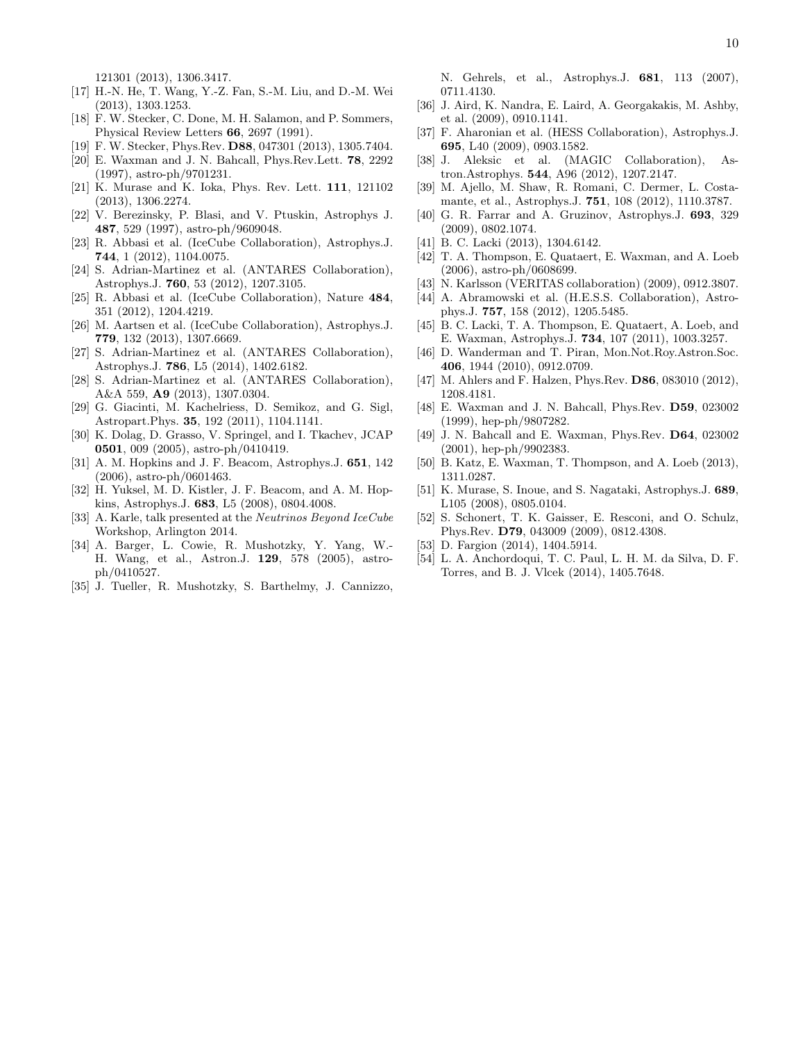121301 (2013), 1306.3417.

[17] H.-N. He, T. Wang, Y.-Z. Fan, S.-M. Liu, and D.-M. Wei (2013), 1303.1253.

[18] F. W. Stecker, C. Done, M. H. Salamon, and P. Sommers, Physical Review Letters **66**, 2697 (1991).

[19] F. W. Stecker, Phys.Rev. **D88**, 047301 (2013), 1305.7404.

[20] E. Waxman and J. N. Bahcall, Phys.Rev.Lett. **78**, 2292 (1997), astro-ph/9701231.

[21] K. Murase and K. Ioka, Phys. Rev. Lett. **111**, 121102 (2013), 1306.2274.

[22] V. Berezinsky, P. Blasi, and V. Ptuskin, Astrophys J. **487**, 529 (1997), astro-ph/9609048.

[23] R. Abbasi et al. (IceCube Collaboration), Astrophys.J. **744**, 1 (2012), 1104.0075.

[24] S. Adrian-Martinez et al. (ANTARES Collaboration), Astrophys.J. **760**, 53 (2012), 1207.3105.

[25] R. Abbasi et al. (IceCube Collaboration), Nature **484**, 351 (2012), 1204.4219.

[26] M. Aartsen et al. (IceCube Collaboration), Astrophys.J. **779**, 132 (2013), 1307.6669.

[27] S. Adrian-Martinez et al. (ANTARES Collaboration), Astrophys.J. **786**, L5 (2014), 1402.6182.

[28] S. Adrian-Martinez et al. (ANTARES Collaboration), A&A 559, **A9** (2013), 1307.0304.

[29] G. Giacinti, M. Kachelriess, D. Semikoz, and G. Sigl, Astropart.Phys. **35**, 192 (2011), 1104.1141.

[30] K. Dolag, D. Grasso, V. Springel, and I. Tkachev, JCAP **0501**, 009 (2005), astro-ph/0410419.

[31] A. M. Hopkins and J. F. Beacom, Astrophys.J. **651**, 142 (2006), astro-ph/0601463.

[32] H. Yuksel, M. D. Kistler, J. F. Beacom, and A. M. Hopkins, Astrophys.J. **683**, L5 (2008), 0804.4008.

[33] A. Karle, talk presented at the *Neutrinos Beyond IceCube* Workshop, Arlington 2014.

[34] A. Barger, L. Cowie, R. Mushotzky, Y. Yang, W.-H. Wang, et al., Astron.J. **129**, 578 (2005), astro-ph/0410527.

[35] J. Tueller, R. Mushotzky, S. Barthelmy, J. Cannizzo, N. Gehrels, et al., Astrophys.J. **681**, 113 (2007), 0711.4130.

[36] J. Aird, K. Nandra, E. Laird, A. Georgakakis, M. Ashby, et al. (2009), 0910.1141.

[37] F. Aharonian et al. (HESS Collaboration), Astrophys.J. **695**, L40 (2009), 0903.1582.

[38] J. Aleksic et al. (MAGIC Collaboration), Astron.Astrophys. **544**, A96 (2012), 1207.2147.

[39] M. Ajello, M. Shaw, R. Romani, C. Dermer, L. Costamante, et al., Astrophys.J. **751**, 108 (2012), 1110.3787.

[40] G. R. Farrar and A. Gruzinov, Astrophys.J. **693**, 329 (2009), 0802.1074.

[41] B. C. Lacki (2013), 1304.6142.

[42] T. A. Thompson, E. Quataert, E. Waxman, and A. Loeb (2006), astro-ph/0608699.

[43] N. Karlsson (VERITAS collaboration) (2009), 0912.3807.

[44] A. Abramowski et al. (H.E.S.S. Collaboration), Astrophys.J. **757**, 158 (2012), 1205.5485.

[45] B. C. Lacki, T. A. Thompson, E. Quataert, A. Loeb, and E. Waxman, Astrophys.J. **734**, 107 (2011), 1003.3257.

[46] D. Wanderman and T. Piran, Mon.Not.Roy.Astron.Soc. **406**, 1944 (2010), 0912.0709.

[47] M. Ahlers and F. Halzen, Phys.Rev. **D86**, 083010 (2012), 1208.4181.

[48] E. Waxman and J. N. Bahcall, Phys.Rev. **D59**, 023002 (1999), hep-ph/9807282.

[49] J. N. Bahcall and E. Waxman, Phys.Rev. **D64**, 023002 (2001), hep-ph/9902383.

[50] B. Katz, E. Waxman, T. Thompson, and A. Loeb (2013), 1311.0287.

[51] K. Murase, S. Inoue, and S. Nagataki, Astrophys.J. **689**, L105 (2008), 0805.0104.

[52] S. Schonert, T. K. Gaisser, E. Resconi, and O. Schulz, Phys.Rev. **D79**, 043009 (2009), 0812.4308.

[53] D. Fargion (2014), 1404.5914.

[54] L. A. Anchordoqui, T. C. Paul, L. H. M. da Silva, D. F. Torres, and B. J. Vlcek (2014), 1405.7648.